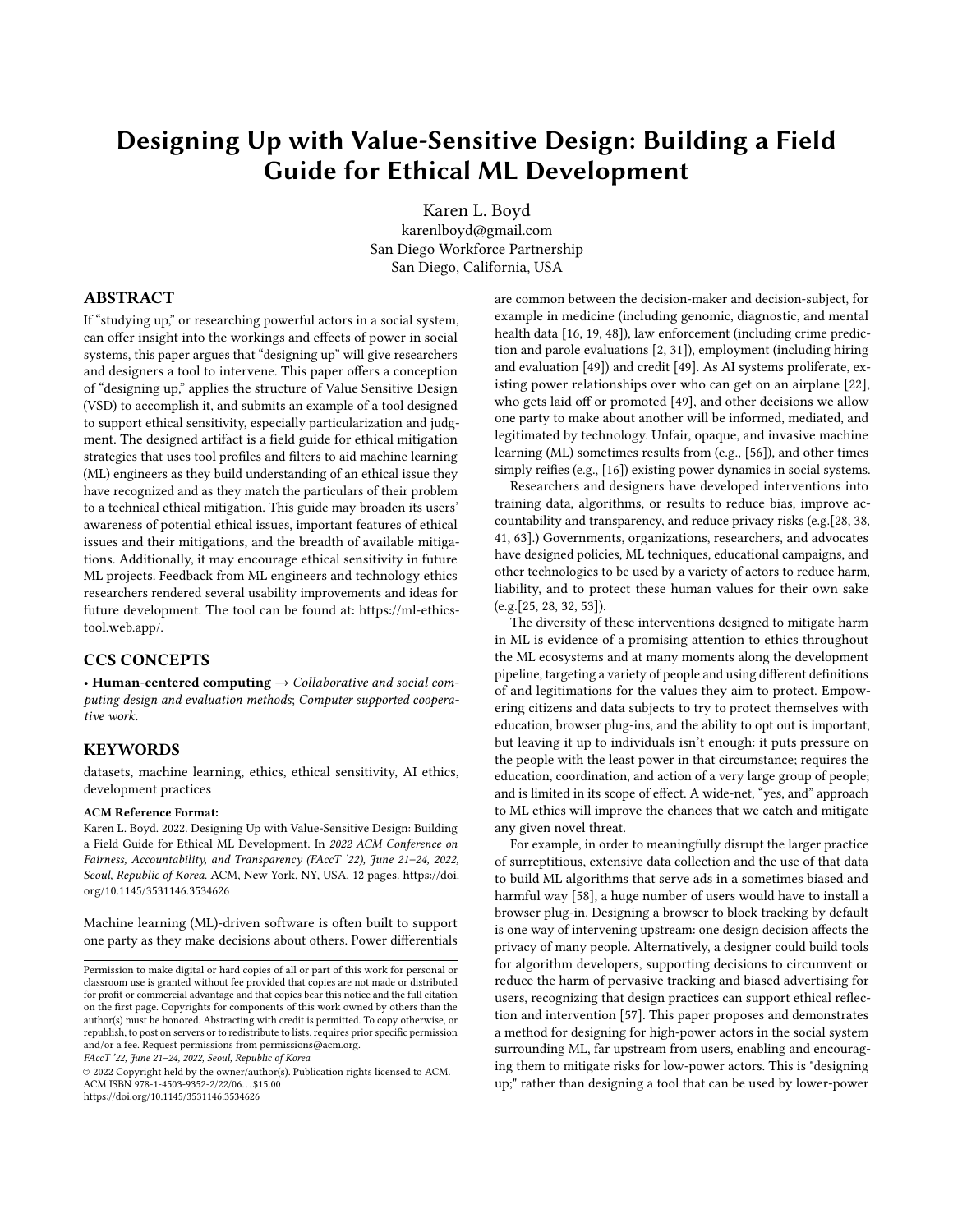# Designing Up with Value-Sensitive Design: Building a Field Guide for Ethical ML Development

Karen L. Boyd
karenlboyd@gmail.com
San Diego Workforce Partnership
San Diego, California, USA

## ABSTRACT

If "studying up," or researching powerful actors in a social system, can offer insight into the workings and effects of power in social systems, this paper argues that "designing up" will give researchers and designers a tool to intervene. This paper offers a conception of "designing up," applies the structure of Value Sensitive Design (VSD) to accomplish it, and submits an example of a tool designed to support ethical sensitivity, especially particularization and judgment. The designed artifact is a field guide for ethical mitigation strategies that uses tool profiles and filters to aid machine learning (ML) engineers as they build understanding of an ethical issue they have recognized and as they match the particulars of their problem to a technical ethical mitigation. This guide may broaden its users' awareness of potential ethical issues, important features of ethical issues and their mitigations, and the breadth of available mitigations. Additionally, it may encourage ethical sensitivity in future ML projects. Feedback from ML engineers and technology ethics researchers rendered several usability improvements and ideas for future development. The tool can be found at: https://ml-ethics-tool.web.app/.

## CCS CONCEPTS

• **Human-centered computing** → *Collaborative and social computing design and evaluation methods*; *Computer supported cooperative work.*

## KEYWORDS

datasets, machine learning, ethics, ethical sensitivity, AI ethics, development practices

**ACM Reference Format:**

Karen L. Boyd. 2022. Designing Up with Value-Sensitive Design: Building a Field Guide for Ethical ML Development. In *2022 ACM Conference on Fairness, Accountability, and Transparency (FAccT '22), June 21–24, 2022, Seoul, Republic of Korea.* ACM, New York, NY, USA, 12 pages. https://doi.org/10.1145/3531146.3534626

Permission to make digital or hard copies of all or part of this work for personal or classroom use is granted without fee provided that copies are not made or distributed for profit or commercial advantage and that copies bear this notice and the full citation on the first page. Copyrights for components of this work owned by others than the author(s) must be honored. Abstracting with credit is permitted. To copy otherwise, or republish, to post on servers or to redistribute to lists, requires prior specific permission and/or a fee. Request permissions from permissions@acm.org.
*FAccT '22, June 21–24, 2022, Seoul, Republic of Korea*
© 2022 Copyright held by the owner/author(s). Publication rights licensed to ACM.
ACM ISBN 978-1-4503-9352-2/22/06…$15.00
https://doi.org/10.1145/3531146.3534626

Machine learning (ML)-driven software is often built to support one party as they make decisions about others. Power differentials are common between the decision-maker and decision-subject, for example in medicine (including genomic, diagnostic, and mental health data [16, 19, 48]), law enforcement (including crime prediction and parole evaluations [2, 31]), employment (including hiring and evaluation [49]) and credit [49]. As AI systems proliferate, existing power relationships over who can get on an airplane [22], who gets laid off or promoted [49], and other decisions we allow one party to make about another will be informed, mediated, and legitimated by technology. Unfair, opaque, and invasive machine learning (ML) sometimes results from (e.g., [56]), and other times simply reifies (e.g., [16]) existing power dynamics in social systems.

Researchers and designers have developed interventions into training data, algorithms, or results to reduce bias, improve accountability and transparency, and reduce privacy risks (e.g.[28, 38, 41, 63].) Governments, organizations, researchers, and advocates have designed policies, ML techniques, educational campaigns, and other technologies to be used by a variety of actors to reduce harm, liability, and to protect these human values for their own sake (e.g.[25, 28, 32, 53]).

The diversity of these interventions designed to mitigate harm in ML is evidence of a promising attention to ethics throughout the ML ecosystems and at many moments along the development pipeline, targeting a variety of people and using different definitions of and legitimations for the values they aim to protect. Empowering citizens and data subjects to try to protect themselves with education, browser plug-ins, and the ability to opt out is important, but leaving it up to individuals isn't enough: it puts pressure on the people with the least power in that circumstance; requires the education, coordination, and action of a very large group of people; and is limited in its scope of effect. A wide-net, "yes, and" approach to ML ethics will improve the chances that we catch and mitigate any given novel threat.

For example, in order to meaningfully disrupt the larger practice of surreptitious, extensive data collection and the use of that data to build ML algorithms that serve ads in a sometimes biased and harmful way [58], a huge number of users would have to install a browser plug-in. Designing a browser to block tracking by default is one way of intervening upstream: one design decision affects the privacy of many people. Alternatively, a designer could build tools for algorithm developers, supporting decisions to circumvent or reduce the harm of pervasive tracking and biased advertising for users, recognizing that design practices can support ethical reflection and intervention [57]. This paper proposes and demonstrates a method for designing for high-power actors in the social system surrounding ML, far upstream from users, enabling and encouraging them to mitigate risks for low-power actors. This is "designing up;" rather than designing a tool that can be used by lower-power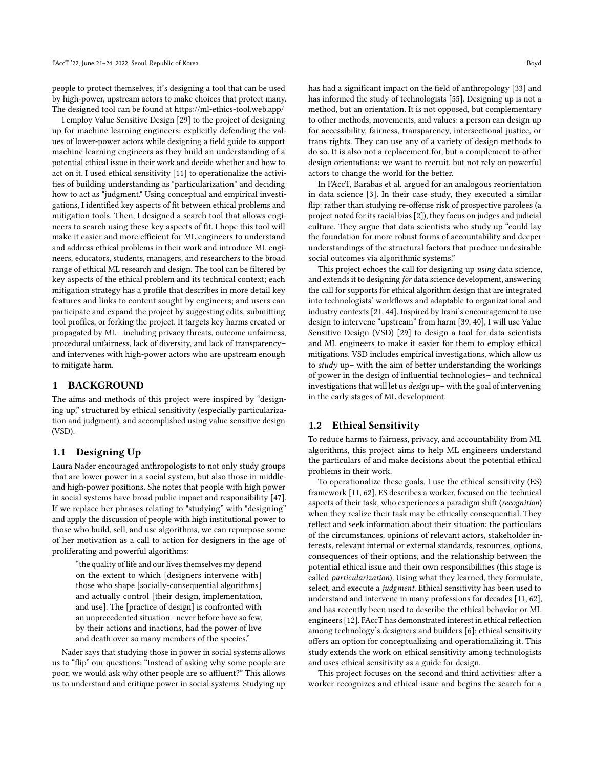people to protect themselves, it's designing a tool that can be used by high-power, upstream actors to make choices that protect many. The designed tool can be found at https://ml-ethics-tool.web.app/

I employ Value Sensitive Design [29] to the project of designing up for machine learning engineers: explicitly defending the values of lower-power actors while designing a field guide to support machine learning engineers as they build an understanding of a potential ethical issue in their work and decide whether and how to act on it. I used ethical sensitivity [11] to operationalize the activities of building understanding as "particularization" and deciding how to act as "judgment." Using conceptual and empirical investigations, I identified key aspects of fit between ethical problems and mitigation tools. Then, I designed a search tool that allows engineers to search using these key aspects of fit. I hope this tool will make it easier and more efficient for ML engineers to understand and address ethical problems in their work and introduce ML engineers, educators, students, managers, and researchers to the broad range of ethical ML research and design. The tool can be filtered by key aspects of the ethical problem and its technical context; each mitigation strategy has a profile that describes in more detail key features and links to content sought by engineers; and users can participate and expand the project by suggesting edits, submitting tool profiles, or forking the project. It targets key harms created or propagated by ML– including privacy threats, outcome unfairness, procedural unfairness, lack of diversity, and lack of transparency– and intervenes with high-power actors who are upstream enough to mitigate harm.

# 1 BACKGROUND

The aims and methods of this project were inspired by "designing up," structured by ethical sensitivity (especially particularization and judgment), and accomplished using value sensitive design (VSD).

## 1.1 Designing Up

Laura Nader encouraged anthropologists to not only study groups that are lower power in a social system, but also those in middle- and high-power positions. She notes that people with high power in social systems have broad public impact and responsibility [47]. If we replace her phrases relating to "studying" with "designing" and apply the discussion of people with high institutional power to those who build, sell, and use algorithms, we can repurpose some of her motivation as a call to action for designers in the age of proliferating and powerful algorithms:

> "the quality of life and our lives themselves my depend on the extent to which [designers intervene with] those who shape [socially-consequential algorithms] and actually control [their design, implementation, and use]. The [practice of design] is confronted with an unprecedented situation– never before have so few, by their actions and inactions, had the power of live and death over so many members of the species."

Nader says that studying those in power in social systems allows us to "flip" our questions: "Instead of asking why some people are poor, we would ask why other people are so affluent?" This allows us to understand and critique power in social systems. Studying up has had a significant impact on the field of anthropology [33] and has informed the study of technologists [55]. Designing up is not a method, but an orientation. It is not opposed, but complementary to other methods, movements, and values: a person can design up for accessibility, fairness, transparency, intersectional justice, or trans rights. They can use any of a variety of design methods to do so. It is also not a replacement for, but a complement to other design orientations: we want to recruit, but not rely on powerful actors to change the world for the better.

In FAccT, Barabas et al. argued for an analogous reorientation in data science [3]. In their case study, they executed a similar flip: rather than studying re-offense risk of prospective parolees (a project noted for its racial bias [2]), they focus on judges and judicial culture. They argue that data scientists who study up "could lay the foundation for more robust forms of accountability and deeper understandings of the structural factors that produce undesirable social outcomes via algorithmic systems."

This project echoes the call for designing up *using* data science, and extends it to designing *for* data science development, answering the call for supports for ethical algorithm design that are integrated into technologists' workflows and adaptable to organizational and industry contexts [21, 44]. Inspired by Irani's encouragement to use design to intervene "upstream" from harm [39, 40], I will use Value Sensitive Design (VSD) [29] to design a tool for data scientists and ML engineers to make it easier for them to employ ethical mitigations. VSD includes empirical investigations, which allow us to *study* up– with the aim of better understanding the workings of power in the design of influential technologies– and technical investigations that will let us *design* up– with the goal of intervening in the early stages of ML development.

## 1.2 Ethical Sensitivity

To reduce harms to fairness, privacy, and accountability from ML algorithms, this project aims to help ML engineers understand the particulars of and make decisions about the potential ethical problems in their work.

To operationalize these goals, I use the ethical sensitivity (ES) framework [11, 62]. ES describes a worker, focused on the technical aspects of their task, who experiences a paradigm shift (*recognition*) when they realize their task may be ethically consequential. They reflect and seek information about their situation: the particulars of the circumstances, opinions of relevant actors, stakeholder interests, relevant internal or external standards, resources, options, consequences of their options, and the relationship between the potential ethical issue and their own responsibilities (this stage is called *particularization*). Using what they learned, they formulate, select, and execute a *judgment*. Ethical sensitivity has been used to understand and intervene in many professions for decades [11, 62], and has recently been used to describe the ethical behavior or ML engineers [12]. FAccT has demonstrated interest in ethical reflection among technology's designers and builders [6]; ethical sensitivity offers an option for conceptualizing and operationalizing it. This study extends the work on ethical sensitivity among technologists and uses ethical sensitivity as a guide for design.

This project focuses on the second and third activities: after a worker recognizes and ethical issue and begins the search for a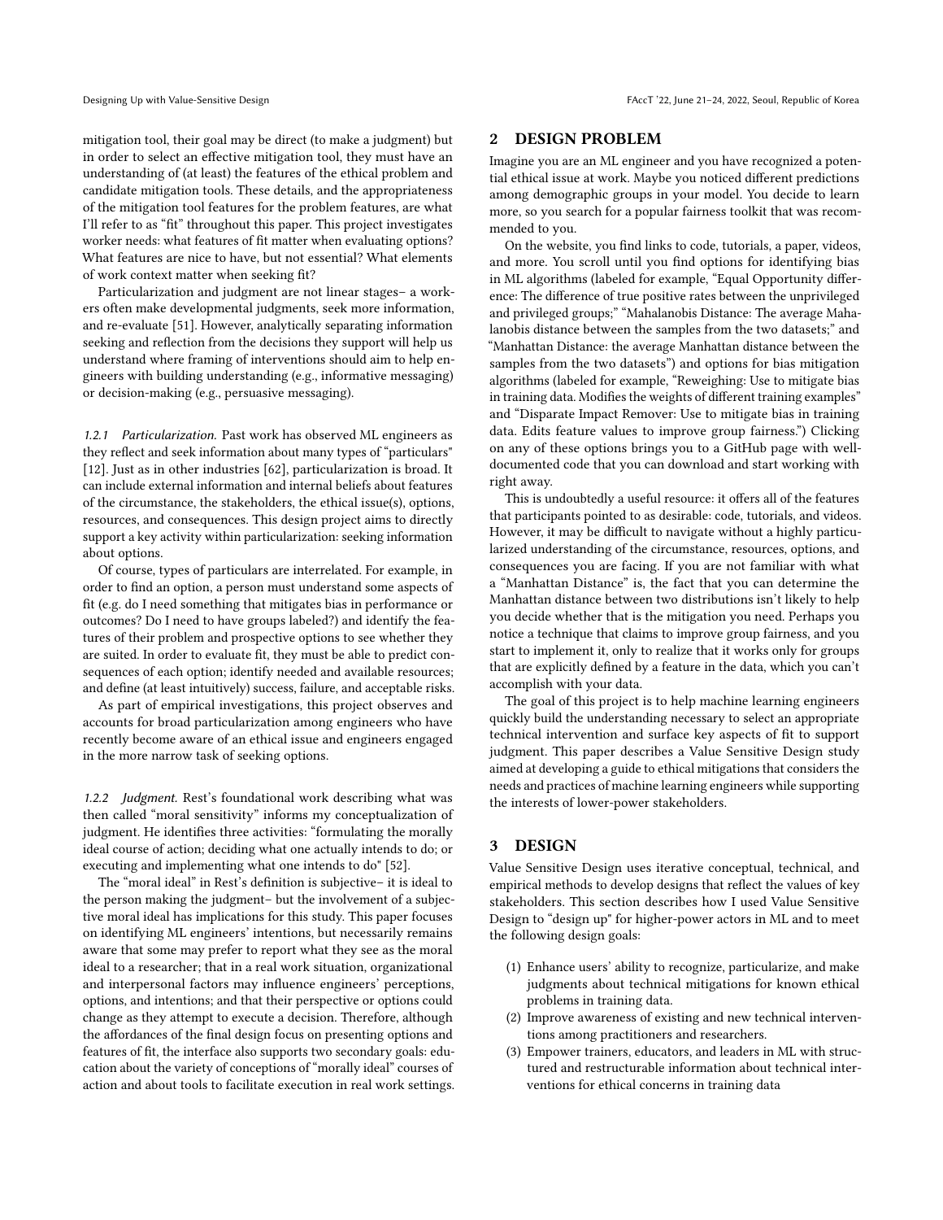mitigation tool, their goal may be direct (to make a judgment) but in order to select an effective mitigation tool, they must have an understanding of (at least) the features of the ethical problem and candidate mitigation tools. These details, and the appropriateness of the mitigation tool features for the problem features, are what I'll refer to as "fit" throughout this paper. This project investigates worker needs: what features of fit matter when evaluating options? What features are nice to have, but not essential? What elements of work context matter when seeking fit?

Particularization and judgment are not linear stages– a workers often make developmental judgments, seek more information, and re-evaluate [51]. However, analytically separating information seeking and reflection from the decisions they support will help us understand where framing of interventions should aim to help engineers with building understanding (e.g., informative messaging) or decision-making (e.g., persuasive messaging).

#### 1.2.1 Particularization.

Past work has observed ML engineers as they reflect and seek information about many types of "particulars" [12]. Just as in other industries [62], particularization is broad. It can include external information and internal beliefs about features of the circumstance, the stakeholders, the ethical issue(s), options, resources, and consequences. This design project aims to directly support a key activity within particularization: seeking information about options.

Of course, types of particulars are interrelated. For example, in order to find an option, a person must understand some aspects of fit (e.g. do I need something that mitigates bias in performance or outcomes? Do I need to have groups labeled?) and identify the features of their problem and prospective options to see whether they are suited. In order to evaluate fit, they must be able to predict consequences of each option; identify needed and available resources; and define (at least intuitively) success, failure, and acceptable risks.

As part of empirical investigations, this project observes and accounts for broad particularization among engineers who have recently become aware of an ethical issue and engineers engaged in the more narrow task of seeking options.

#### 1.2.2 Judgment.

Rest's foundational work describing what was then called "moral sensitivity" informs my conceptualization of judgment. He identifies three activities: "formulating the morally ideal course of action; deciding what one actually intends to do; or executing and implementing what one intends to do" [52].

The "moral ideal" in Rest's definition is subjective– it is ideal to the person making the judgment– but the involvement of a subjective moral ideal has implications for this study. This paper focuses on identifying ML engineers' intentions, but necessarily remains aware that some may prefer to report what they see as the moral ideal to a researcher; that in a real work situation, organizational and interpersonal factors may influence engineers' perceptions, options, and intentions; and that their perspective or options could change as they attempt to execute a decision. Therefore, although the affordances of the final design focus on presenting options and features of fit, the interface also supports two secondary goals: education about the variety of conceptions of "morally ideal" courses of action and about tools to facilitate execution in real work settings.

## 2 DESIGN PROBLEM

Imagine you are an ML engineer and you have recognized a potential ethical issue at work. Maybe you noticed different predictions among demographic groups in your model. You decide to learn more, so you search for a popular fairness toolkit that was recommended to you.

On the website, you find links to code, tutorials, a paper, videos, and more. You scroll until you find options for identifying bias in ML algorithms (labeled for example, "Equal Opportunity difference: The difference of true positive rates between the unprivileged and privileged groups;" "Mahalanobis Distance: The average Mahalanobis distance between the samples from the two datasets;" and "Manhattan Distance: the average Manhattan distance between the samples from the two datasets") and options for bias mitigation algorithms (labeled for example, "Reweighing: Use to mitigate bias in training data. Modifies the weights of different training examples" and "Disparate Impact Remover: Use to mitigate bias in training data. Edits feature values to improve group fairness.") Clicking on any of these options brings you to a GitHub page with well-documented code that you can download and start working with right away.

This is undoubtedly a useful resource: it offers all of the features that participants pointed to as desirable: code, tutorials, and videos. However, it may be difficult to navigate without a highly particularized understanding of the circumstance, resources, options, and consequences you are facing. If you are not familiar with what a "Manhattan Distance" is, the fact that you can determine the Manhattan distance between two distributions isn't likely to help you decide whether that is the mitigation you need. Perhaps you notice a technique that claims to improve group fairness, and you start to implement it, only to realize that it works only for groups that are explicitly defined by a feature in the data, which you can't accomplish with your data.

The goal of this project is to help machine learning engineers quickly build the understanding necessary to select an appropriate technical intervention and surface key aspects of fit to support judgment. This paper describes a Value Sensitive Design study aimed at developing a guide to ethical mitigations that considers the needs and practices of machine learning engineers while supporting the interests of lower-power stakeholders.

## 3 DESIGN

Value Sensitive Design uses iterative conceptual, technical, and empirical methods to develop designs that reflect the values of key stakeholders. This section describes how I used Value Sensitive Design to "design up" for higher-power actors in ML and to meet the following design goals:

(1) Enhance users' ability to recognize, particularize, and make judgments about technical mitigations for known ethical problems in training data.
(2) Improve awareness of existing and new technical interventions among practitioners and researchers.
(3) Empower trainers, educators, and leaders in ML with structured and restructurable information about technical interventions for ethical concerns in training data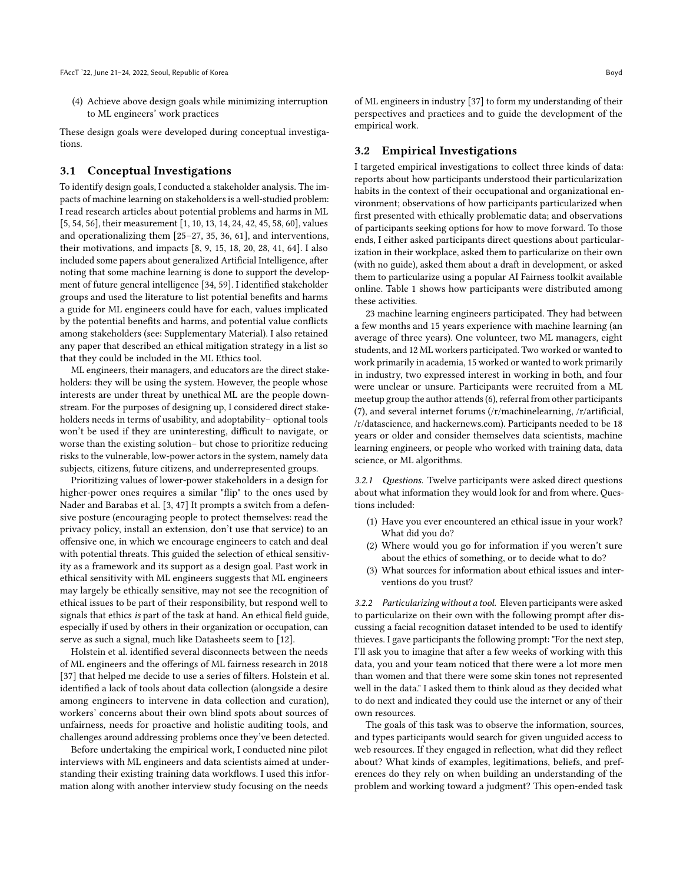(4) Achieve above design goals while minimizing interruption to ML engineers' work practices

These design goals were developed during conceptual investigations.

### 3.1 Conceptual Investigations

To identify design goals, I conducted a stakeholder analysis. The impacts of machine learning on stakeholders is a well-studied problem: I read research articles about potential problems and harms in ML [5, 54, 56], their measurement [1, 10, 13, 14, 24, 42, 45, 58, 60], values and operationalizing them [25–27, 35, 36, 61], and interventions, their motivations, and impacts [8, 9, 15, 18, 20, 28, 41, 64]. I also included some papers about generalized Artificial Intelligence, after noting that some machine learning is done to support the development of future general intelligence [34, 59]. I identified stakeholder groups and used the literature to list potential benefits and harms a guide for ML engineers could have for each, values implicated by the potential benefits and harms, and potential value conflicts among stakeholders (see: Supplementary Material). I also retained any paper that described an ethical mitigation strategy in a list so that they could be included in the ML Ethics tool.

ML engineers, their managers, and educators are the direct stakeholders: they will be using the system. However, the people whose interests are under threat by unethical ML are the people downstream. For the purposes of designing up, I considered direct stakeholders needs in terms of usability, and adoptability– optional tools won't be used if they are uninteresting, difficult to navigate, or worse than the existing solution– but chose to prioritize reducing risks to the vulnerable, low-power actors in the system, namely data subjects, citizens, future citizens, and underrepresented groups.

Prioritizing values of lower-power stakeholders in a design for higher-power ones requires a similar "flip" to the ones used by Nader and Barabas et al. [3, 47] It prompts a switch from a defensive posture (encouraging people to protect themselves: read the privacy policy, install an extension, don't use that service) to an offensive one, in which we encourage engineers to catch and deal with potential threats. This guided the selection of ethical sensitivity as a framework and its support as a design goal. Past work in ethical sensitivity with ML engineers suggests that ML engineers may largely be ethically sensitive, may not see the recognition of ethical issues to be part of their responsibility, but respond well to signals that ethics *is* part of the task at hand. An ethical field guide, especially if used by others in their organization or occupation, can serve as such a signal, much like Datasheets seem to [12].

Holstein et al. identified several disconnects between the needs of ML engineers and the offerings of ML fairness research in 2018 [37] that helped me decide to use a series of filters. Holstein et al. identified a lack of tools about data collection (alongside a desire among engineers to intervene in data collection and curation), workers' concerns about their own blind spots about sources of unfairness, needs for proactive and holistic auditing tools, and challenges around addressing problems once they've been detected.

Before undertaking the empirical work, I conducted nine pilot interviews with ML engineers and data scientists aimed at understanding their existing training data workflows. I used this information along with another interview study focusing on the needs of ML engineers in industry [37] to form my understanding of their perspectives and practices and to guide the development of the empirical work.

### 3.2 Empirical Investigations

I targeted empirical investigations to collect three kinds of data: reports about how participants understood their particularization habits in the context of their occupational and organizational environment; observations of how participants particularized when first presented with ethically problematic data; and observations of participants seeking options for how to move forward. To those ends, I either asked participants direct questions about particularization in their workplace, asked them to particularize on their own (with no guide), asked them about a draft in development, or asked them to particularize using a popular AI Fairness toolkit available online. Table 1 shows how participants were distributed among these activities.

23 machine learning engineers participated. They had between a few months and 15 years experience with machine learning (an average of three years). One volunteer, two ML managers, eight students, and 12 ML workers participated. Two worked or wanted to work primarily in academia, 15 worked or wanted to work primarily in industry, two expressed interest in working in both, and four were unclear or unsure. Participants were recruited from a ML meetup group the author attends (6), referral from other participants (7), and several internet forums (/r/machinelearning, /r/artificial, /r/datascience, and hackernews.com). Participants needed to be 18 years or older and consider themselves data scientists, machine learning engineers, or people who worked with training data, data science, or ML algorithms.

*3.2.1 Questions.* Twelve participants were asked direct questions about what information they would look for and from where. Questions included:

(1) Have you ever encountered an ethical issue in your work? What did you do?
(2) Where would you go for information if you weren't sure about the ethics of something, or to decide what to do?
(3) What sources for information about ethical issues and interventions do you trust?

*3.2.2 Particularizing without a tool.* Eleven participants were asked to particularize on their own with the following prompt after discussing a facial recognition dataset intended to be used to identify thieves. I gave participants the following prompt: "For the next step, I'll ask you to imagine that after a few weeks of working with this data, you and your team noticed that there were a lot more men than women and that there were some skin tones not represented well in the data." I asked them to think aloud as they decided what to do next and indicated they could use the internet or any of their own resources.

The goals of this task was to observe the information, sources, and types participants would search for given unguided access to web resources. If they engaged in reflection, what did they reflect about? What kinds of examples, legitimations, beliefs, and preferences do they rely on when building an understanding of the problem and working toward a judgment? This open-ended task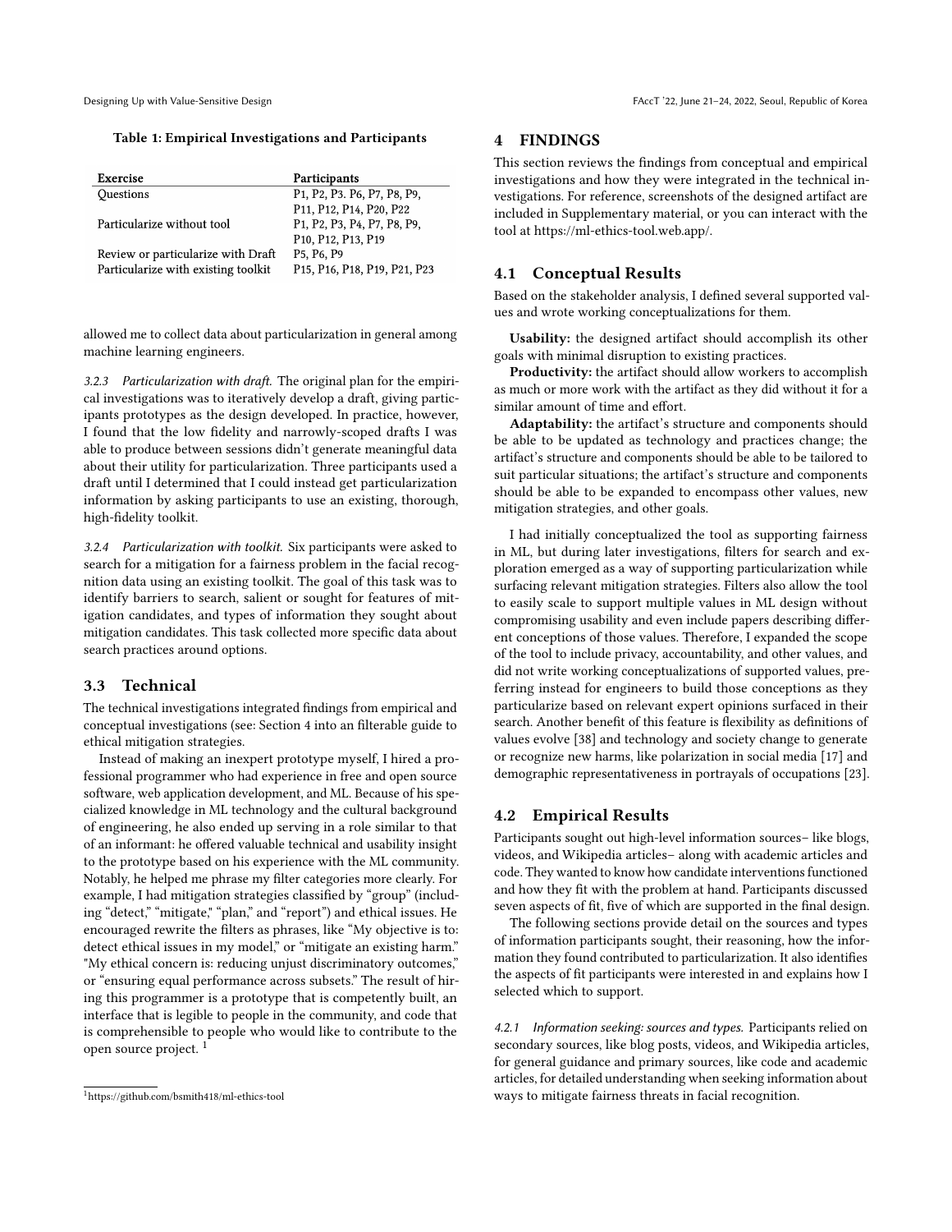**Table 1: Empirical Investigations and Participants**

| Exercise | Participants |
|---|---|
| Questions | P1, P2, P3. P6, P7, P8, P9, P11, P12, P14, P20, P22 |
| Particularize without tool | P1, P2, P3, P4, P7, P8, P9, P10, P12, P13, P19 |
| Review or particularize with Draft | P5, P6, P9 |
| Particularize with existing toolkit | P15, P16, P18, P19, P21, P23 |

allowed me to collect data about particularization in general among machine learning engineers.

#### 3.2.3 Particularization with draft.

The original plan for the empirical investigations was to iteratively develop a draft, giving participants prototypes as the design developed. In practice, however, I found that the low fidelity and narrowly-scoped drafts I was able to produce between sessions didn't generate meaningful data about their utility for particularization. Three participants used a draft until I determined that I could instead get particularization information by asking participants to use an existing, thorough, high-fidelity toolkit.

#### 3.2.4 Particularization with toolkit.

Six participants were asked to search for a mitigation for a fairness problem in the facial recognition data using an existing toolkit. The goal of this task was to identify barriers to search, salient or sought for features of mitigation candidates, and types of information they sought about mitigation candidates. This task collected more specific data about search practices around options.

### 3.3 Technical

The technical investigations integrated findings from empirical and conceptual investigations (see: Section 4 into an filterable guide to ethical mitigation strategies.

Instead of making an inexpert prototype myself, I hired a professional programmer who had experience in free and open source software, web application development, and ML. Because of his specialized knowledge in ML technology and the cultural background of engineering, he also ended up serving in a role similar to that of an informant: he offered valuable technical and usability insight to the prototype based on his experience with the ML community. Notably, he helped me phrase my filter categories more clearly. For example, I had mitigation strategies classified by "group" (including "detect," "mitigate," "plan," and "report") and ethical issues. He encouraged rewrite the filters as phrases, like "My objective is to: detect ethical issues in my model," or "mitigate an existing harm." "My ethical concern is: reducing unjust discriminatory outcomes," or "ensuring equal performance across subsets." The result of hiring this programmer is a prototype that is competently built, an interface that is legible to people in the community, and code that is comprehensible to people who would like to contribute to the open source project. [1]

[1] https://github.com/bsmith418/ml-ethics-tool

## 4 FINDINGS

This section reviews the findings from conceptual and empirical investigations and how they were integrated in the technical investigations. For reference, screenshots of the designed artifact are included in Supplementary material, or you can interact with the tool at https://ml-ethics-tool.web.app/.

### 4.1 Conceptual Results

Based on the stakeholder analysis, I defined several supported values and wrote working conceptualizations for them.

**Usability:** the designed artifact should accomplish its other goals with minimal disruption to existing practices.

**Productivity:** the artifact should allow workers to accomplish as much or more work with the artifact as they did without it for a similar amount of time and effort.

**Adaptability:** the artifact's structure and components should be able to be updated as technology and practices change; the artifact's structure and components should be able to be tailored to suit particular situations; the artifact's structure and components should be able to be expanded to encompass other values, new mitigation strategies, and other goals.

I had initially conceptualized the tool as supporting fairness in ML, but during later investigations, filters for search and exploration emerged as a way of supporting particularization while surfacing relevant mitigation strategies. Filters also allow the tool to easily scale to support multiple values in ML design without compromising usability and even include papers describing different conceptions of those values. Therefore, I expanded the scope of the tool to include privacy, accountability, and other values, and did not write working conceptualizations of supported values, preferring instead for engineers to build those conceptions as they particularize based on relevant expert opinions surfaced in their search. Another benefit of this feature is flexibility as definitions of values evolve [38] and technology and society change to generate or recognize new harms, like polarization in social media [17] and demographic representativeness in portrayals of occupations [23].

### 4.2 Empirical Results

Participants sought out high-level information sources– like blogs, videos, and Wikipedia articles– along with academic articles and code. They wanted to know how candidate interventions functioned and how they fit with the problem at hand. Participants discussed seven aspects of fit, five of which are supported in the final design.

The following sections provide detail on the sources and types of information participants sought, their reasoning, how the information they found contributed to particularization. It also identifies the aspects of fit participants were interested in and explains how I selected which to support.

#### 4.2.1 Information seeking: sources and types.

Participants relied on secondary sources, like blog posts, videos, and Wikipedia articles, for general guidance and primary sources, like code and academic articles, for detailed understanding when seeking information about ways to mitigate fairness threats in facial recognition.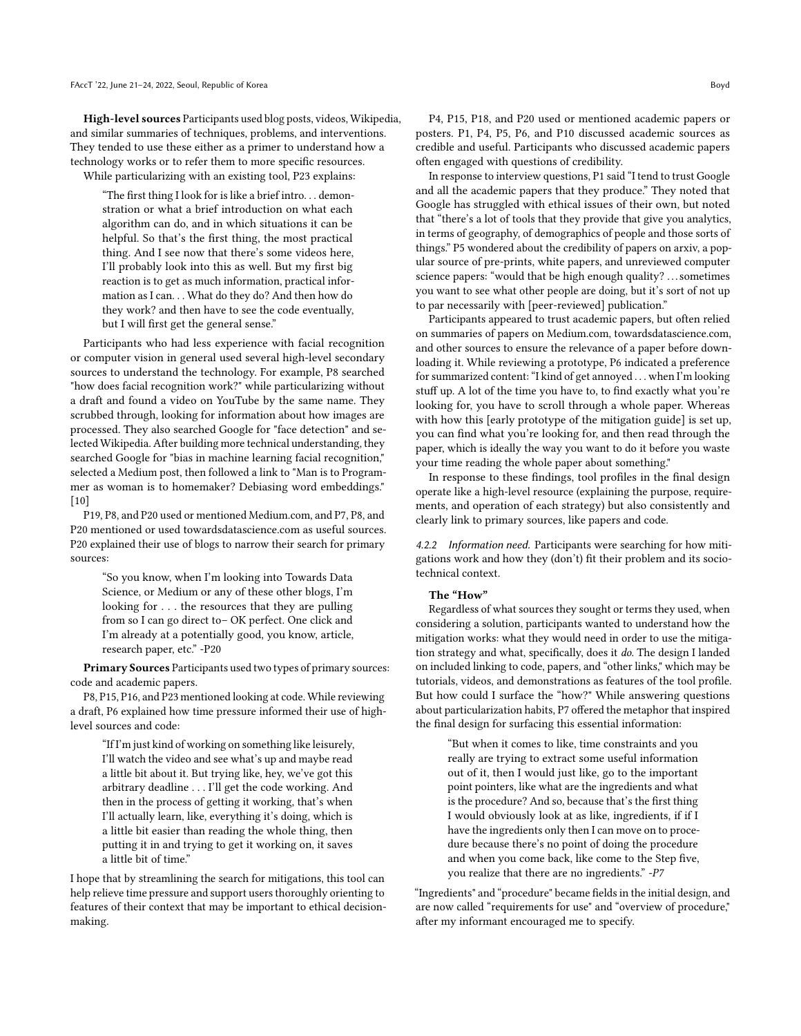**High-level sources** Participants used blog posts, videos, Wikipedia, and similar summaries of techniques, problems, and interventions. They tended to use these either as a primer to understand how a technology works or to refer them to more specific resources.

While particularizing with an existing tool, P23 explains:

> "The first thing I look for is like a brief intro. . . demonstration or what a brief introduction on what each algorithm can do, and in which situations it can be helpful. So that's the first thing, the most practical thing. And I see now that there's some videos here, I'll probably look into this as well. But my first big reaction is to get as much information, practical information as I can. . . What do they do? And then how do they work? and then have to see the code eventually, but I will first get the general sense."

Participants who had less experience with facial recognition or computer vision in general used several high-level secondary sources to understand the technology. For example, P8 searched "how does facial recognition work?" while particularizing without a draft and found a video on YouTube by the same name. They scrubbed through, looking for information about how images are processed. They also searched Google for "face detection" and selected Wikipedia. After building more technical understanding, they searched Google for "bias in machine learning facial recognition," selected a Medium post, then followed a link to "Man is to Programmer as woman is to homemaker? Debiasing word embeddings." [10]

P19, P8, and P20 used or mentioned Medium.com, and P7, P8, and P20 mentioned or used towardsdatascience.com as useful sources. P20 explained their use of blogs to narrow their search for primary sources:

> "So you know, when I'm looking into Towards Data Science, or Medium or any of these other blogs, I'm looking for . . . the resources that they are pulling from so I can go direct to– OK perfect. One click and I'm already at a potentially good, you know, article, research paper, etc." -P20

**Primary Sources** Participants used two types of primary sources: code and academic papers.

P8, P15, P16, and P23 mentioned looking at code. While reviewing a draft, P6 explained how time pressure informed their use of high-level sources and code:

> "If I'm just kind of working on something like leisurely, I'll watch the video and see what's up and maybe read a little bit about it. But trying like, hey, we've got this arbitrary deadline . . . I'll get the code working. And then in the process of getting it working, that's when I'll actually learn, like, everything it's doing, which is a little bit easier than reading the whole thing, then putting it in and trying to get it working on, it saves a little bit of time."

I hope that by streamlining the search for mitigations, this tool can help relieve time pressure and support users thoroughly orienting to features of their context that may be important to ethical decision-making.

P4, P15, P18, and P20 used or mentioned academic papers or posters. P1, P4, P5, P6, and P10 discussed academic sources as credible and useful. Participants who discussed academic papers often engaged with questions of credibility.

In response to interview questions, P1 said "I tend to trust Google and all the academic papers that they produce." They noted that Google has struggled with ethical issues of their own, but noted that "there's a lot of tools that they provide that give you analytics, in terms of geography, of demographics of people and those sorts of things." P5 wondered about the credibility of papers on arxiv, a popular source of pre-prints, white papers, and unreviewed computer science papers: "would that be high enough quality? . . . sometimes you want to see what other people are doing, but it's sort of not up to par necessarily with [peer-reviewed] publication."

Participants appeared to trust academic papers, but often relied on summaries of papers on Medium.com, towardsdatascience.com, and other sources to ensure the relevance of a paper before downloading it. While reviewing a prototype, P6 indicated a preference for summarized content: "I kind of get annoyed . . . when I'm looking stuff up. A lot of the time you have to, to find exactly what you're looking for, you have to scroll through a whole paper. Whereas with how this [early prototype of the mitigation guide] is set up, you can find what you're looking for, and then read through the paper, which is ideally the way you want to do it before you waste your time reading the whole paper about something."

In response to these findings, tool profiles in the final design operate like a high-level resource (explaining the purpose, requirements, and operation of each strategy) but also consistently and clearly link to primary sources, like papers and code.

#### 4.2.2 *Information need.*

Participants were searching for how mitigations work and how they (don't) fit their problem and its sociotechnical context.

**The "How"**

Regardless of what sources they sought or terms they used, when considering a solution, participants wanted to understand how the mitigation works: what they would need in order to use the mitigation strategy and what, specifically, does it *do*. The design I landed on included linking to code, papers, and "other links," which may be tutorials, videos, and demonstrations as features of the tool profile. But how could I surface the "how?" While answering questions about particularization habits, P7 offered the metaphor that inspired the final design for surfacing this essential information:

> "But when it comes to like, time constraints and you really are trying to extract some useful information out of it, then I would just like, go to the important point pointers, like what are the ingredients and what is the procedure? And so, because that's the first thing I would obviously look at as like, ingredients, if if I have the ingredients only then I can move on to procedure because there's no point of doing the procedure and when you come back, like come to the Step five, you realize that there are no ingredients." *-P7*

"Ingredients" and "procedure" became fields in the initial design, and are now called "requirements for use" and "overview of procedure," after my informant encouraged me to specify.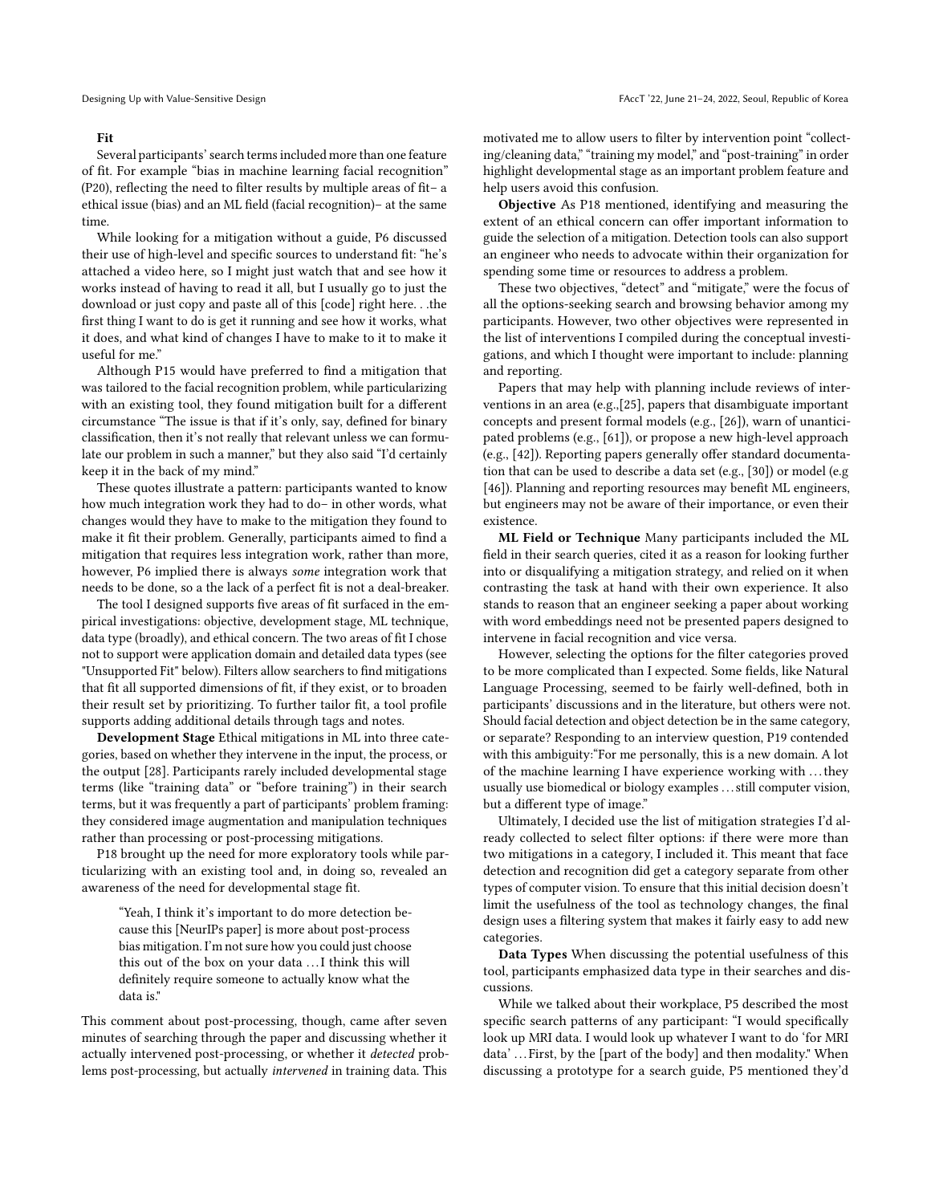**Fit**

Several participants' search terms included more than one feature of fit. For example "bias in machine learning facial recognition" (P20), reflecting the need to filter results by multiple areas of fit– a ethical issue (bias) and an ML field (facial recognition)– at the same time.

While looking for a mitigation without a guide, P6 discussed their use of high-level and specific sources to understand fit: "he's attached a video here, so I might just watch that and see how it works instead of having to read it all, but I usually go to just the download or just copy and paste all of this [code] right here. . .the first thing I want to do is get it running and see how it works, what it does, and what kind of changes I have to make to it to make it useful for me."

Although P15 would have preferred to find a mitigation that was tailored to the facial recognition problem, while particularizing with an existing tool, they found mitigation built for a different circumstance "The issue is that if it's only, say, defined for binary classification, then it's not really that relevant unless we can formulate our problem in such a manner," but they also said "I'd certainly keep it in the back of my mind."

These quotes illustrate a pattern: participants wanted to know how much integration work they had to do– in other words, what changes would they have to make to the mitigation they found to make it fit their problem. Generally, participants aimed to find a mitigation that requires less integration work, rather than more, however, P6 implied there is always *some* integration work that needs to be done, so a the lack of a perfect fit is not a deal-breaker.

The tool I designed supports five areas of fit surfaced in the empirical investigations: objective, development stage, ML technique, data type (broadly), and ethical concern. The two areas of fit I chose not to support were application domain and detailed data types (see "Unsupported Fit" below). Filters allow searchers to find mitigations that fit all supported dimensions of fit, if they exist, or to broaden their result set by prioritizing. To further tailor fit, a tool profile supports adding additional details through tags and notes.

**Development Stage** Ethical mitigations in ML into three categories, based on whether they intervene in the input, the process, or the output [28]. Participants rarely included developmental stage terms (like "training data" or "before training") in their search terms, but it was frequently a part of participants' problem framing: they considered image augmentation and manipulation techniques rather than processing or post-processing mitigations.

P18 brought up the need for more exploratory tools while particularizing with an existing tool and, in doing so, revealed an awareness of the need for developmental stage fit.

> "Yeah, I think it's important to do more detection because this [NeurIPs paper] is more about post-process bias mitigation. I'm not sure how you could just choose this out of the box on your data . . . I think this will definitely require someone to actually know what the data is."

This comment about post-processing, though, came after seven minutes of searching through the paper and discussing whether it actually intervened post-processing, or whether it *detected* problems post-processing, but actually *intervened* in training data. This motivated me to allow users to filter by intervention point "collecting/cleaning data," "training my model," and "post-training" in order highlight developmental stage as an important problem feature and help users avoid this confusion.

**Objective** As P18 mentioned, identifying and measuring the extent of an ethical concern can offer important information to guide the selection of a mitigation. Detection tools can also support an engineer who needs to advocate within their organization for spending some time or resources to address a problem.

These two objectives, "detect" and "mitigate," were the focus of all the options-seeking search and browsing behavior among my participants. However, two other objectives were represented in the list of interventions I compiled during the conceptual investigations, and which I thought were important to include: planning and reporting.

Papers that may help with planning include reviews of interventions in an area (e.g.,[25], papers that disambiguate important concepts and present formal models (e.g., [26]), warn of unanticipated problems (e.g., [61]), or propose a new high-level approach (e.g., [42]). Reporting papers generally offer standard documentation that can be used to describe a data set (e.g., [30]) or model (e.g [46]). Planning and reporting resources may benefit ML engineers, but engineers may not be aware of their importance, or even their existence.

**ML Field or Technique** Many participants included the ML field in their search queries, cited it as a reason for looking further into or disqualifying a mitigation strategy, and relied on it when contrasting the task at hand with their own experience. It also stands to reason that an engineer seeking a paper about working with word embeddings need not be presented papers designed to intervene in facial recognition and vice versa.

However, selecting the options for the filter categories proved to be more complicated than I expected. Some fields, like Natural Language Processing, seemed to be fairly well-defined, both in participants' discussions and in the literature, but others were not. Should facial detection and object detection be in the same category, or separate? Responding to an interview question, P19 contended with this ambiguity:"For me personally, this is a new domain. A lot of the machine learning I have experience working with . . . they usually use biomedical or biology examples . . . still computer vision, but a different type of image."

Ultimately, I decided use the list of mitigation strategies I'd already collected to select filter options: if there were more than two mitigations in a category, I included it. This meant that face detection and recognition did get a category separate from other types of computer vision. To ensure that this initial decision doesn't limit the usefulness of the tool as technology changes, the final design uses a filtering system that makes it fairly easy to add new categories.

**Data Types** When discussing the potential usefulness of this tool, participants emphasized data type in their searches and discussions.

While we talked about their workplace, P5 described the most specific search patterns of any participant: "I would specifically look up MRI data. I would look up whatever I want to do 'for MRI data' . . . First, by the [part of the body] and then modality." When discussing a prototype for a search guide, P5 mentioned they'd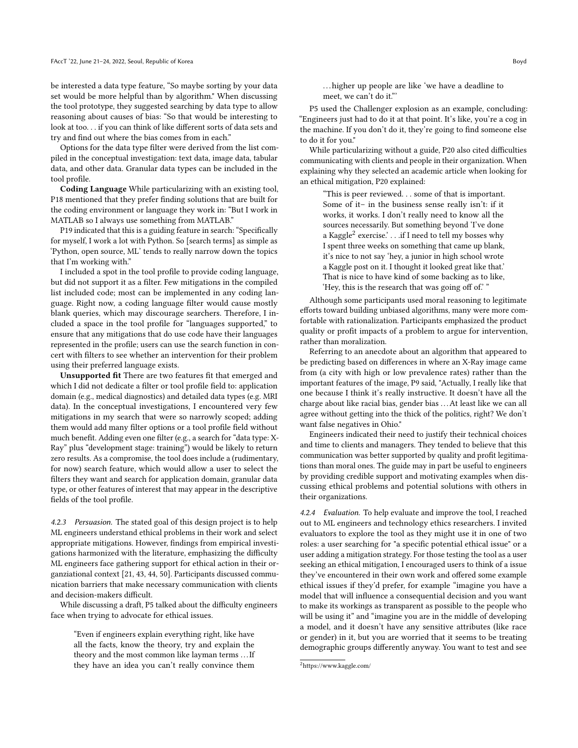be interested a data type feature, "So maybe sorting by your data set would be more helpful than by algorithm." When discussing the tool prototype, they suggested searching by data type to allow reasoning about causes of bias: "So that would be interesting to look at too. . . if you can think of like different sorts of data sets and try and find out where the bias comes from in each."

Options for the data type filter were derived from the list compiled in the conceptual investigation: text data, image data, tabular data, and other data. Granular data types can be included in the tool profile.

**Coding Language** While particularizing with an existing tool, P18 mentioned that they prefer finding solutions that are built for the coding environment or language they work in: "But I work in MATLAB so I always use something from MATLAB."

P19 indicated that this is a guiding feature in search: "Specifically for myself, I work a lot with Python. So [search terms] as simple as 'Python, open source, ML' tends to really narrow down the topics that I'm working with."

I included a spot in the tool profile to provide coding language, but did not support it as a filter. Few mitigations in the compiled list included code; most can be implemented in any coding language. Right now, a coding language filter would cause mostly blank queries, which may discourage searchers. Therefore, I included a space in the tool profile for "languages supported," to ensure that any mitigations that do use code have their languages represented in the profile; users can use the search function in concert with filters to see whether an intervention for their problem using their preferred language exists.

**Unsupported fit** There are two features fit that emerged and which I did not dedicate a filter or tool profile field to: application domain (e.g., medical diagnostics) and detailed data types (e.g. MRI data). In the conceptual investigations, I encountered very few mitigations in my search that were so narrowly scoped; adding them would add many filter options or a tool profile field without much benefit. Adding even one filter (e.g., a search for "data type: X-Ray" plus "development stage: training") would be likely to return zero results. As a compromise, the tool does include a (rudimentary, for now) search feature, which would allow a user to select the filters they want and search for application domain, granular data type, or other features of interest that may appear in the descriptive fields of the tool profile.

*4.2.3 Persuasion.* The stated goal of this design project is to help ML engineers understand ethical problems in their work and select appropriate mitigations. However, findings from empirical investigations harmonized with the literature, emphasizing the difficulty ML engineers face gathering support for ethical action in their organziational context [21, 43, 44, 50]. Participants discussed communication barriers that make necessary communication with clients and decision-makers difficult.

While discussing a draft, P5 talked about the difficulty engineers face when trying to advocate for ethical issues.

> "Even if engineers explain everything right, like have all the facts, know the theory, try and explain the theory and the most common like layman terms . . . If they have an idea you can't really convince them . . . higher up people are like 'we have a deadline to meet, we can't do it."'

P5 used the Challenger explosion as an example, concluding: "Engineers just had to do it at that point. It's like, you're a cog in the machine. If you don't do it, they're going to find someone else to do it for you."

While particularizing without a guide, P20 also cited difficulties communicating with clients and people in their organization. When explaining why they selected an academic article when looking for an ethical mitigation, P20 explained:

> "This is peer reviewed. . . some of that is important. Some of it– in the business sense really isn't: if it works, it works. I don't really need to know all the sources necessarily. But something beyond 'I've done a Kaggle[2] exercise.' . . .if I need to tell my bosses why I spent three weeks on something that came up blank, it's nice to not say 'hey, a junior in high school wrote a Kaggle post on it. I thought it looked great like that.' That is nice to have kind of some backing as to like, 'Hey, this is the research that was going off of.' "

Although some participants used moral reasoning to legitimate efforts toward building unbiased algorithms, many were more comfortable with rationalization. Participants emphasized the product quality or profit impacts of a problem to argue for intervention, rather than moralization.

Referring to an anecdote about an algorithm that appeared to be predicting based on differences in where an X-Ray image came from (a city with high or low prevalence rates) rather than the important features of the image, P9 said, "Actually, I really like that one because I think it's really instructive. It doesn't have all the charge about like racial bias, gender bias . . . At least like we can all agree without getting into the thick of the politics, right? We don't want false negatives in Ohio."

Engineers indicated their need to justify their technical choices and time to clients and managers. They tended to believe that this communication was better supported by quality and profit legitimations than moral ones. The guide may in part be useful to engineers by providing credible support and motivating examples when discussing ethical problems and potential solutions with others in their organizations.

*4.2.4 Evaluation.* To help evaluate and improve the tool, I reached out to ML engineers and technology ethics researchers. I invited evaluators to explore the tool as they might use it in one of two roles: a user searching for "a specific potential ethical issue" or a user adding a mitigation strategy. For those testing the tool as a user seeking an ethical mitigation, I encouraged users to think of a issue they've encountered in their own work and offered some example ethical issues if they'd prefer, for example "imagine you have a model that will influence a consequential decision and you want to make its workings as transparent as possible to the people who will be using it" and "imagine you are in the middle of developing a model, and it doesn't have any sensitive attributes (like race or gender) in it, but you are worried that it seems to be treating demographic groups differently anyway. You want to test and see

[2] https://www.kaggle.com/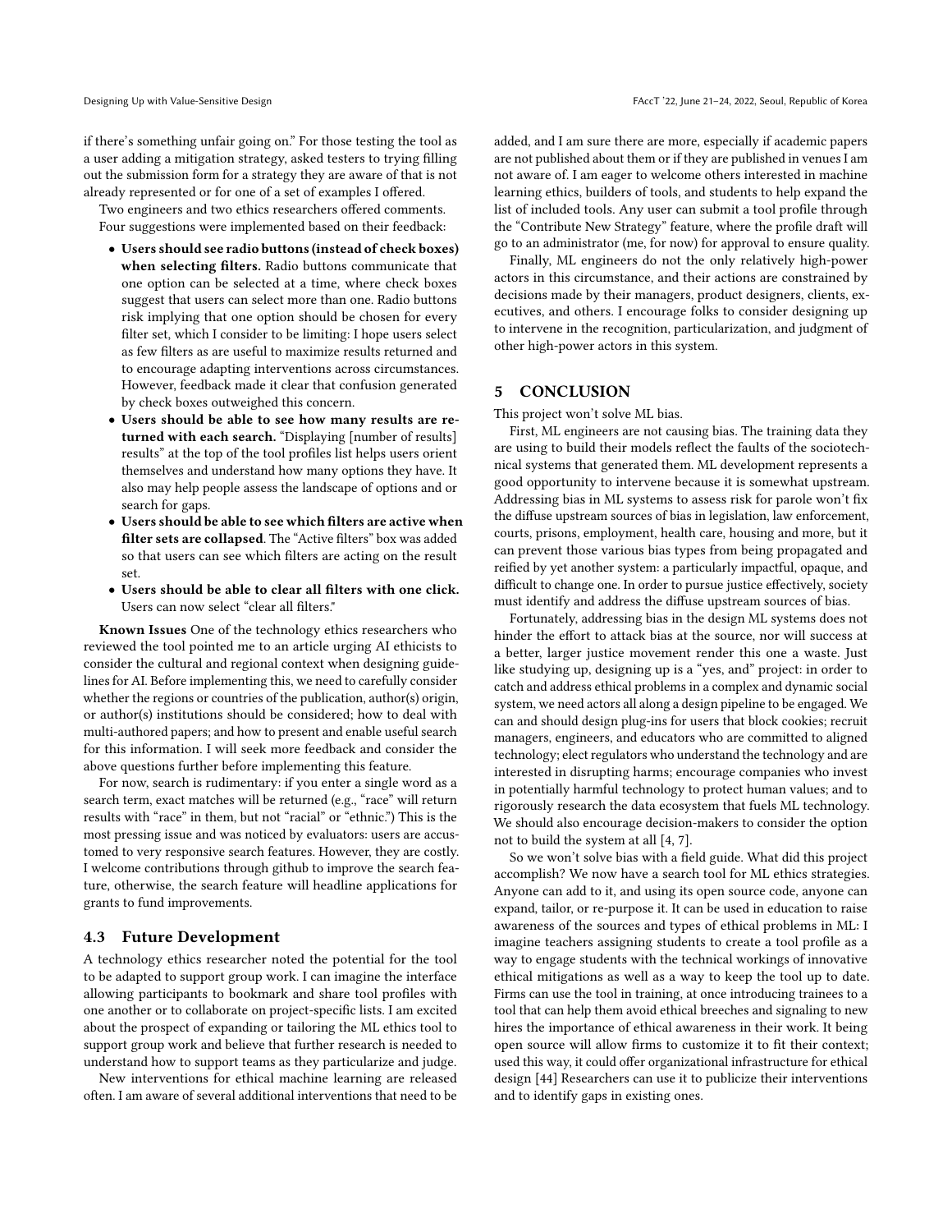if there's something unfair going on." For those testing the tool as a user adding a mitigation strategy, asked testers to trying filling out the submission form for a strategy they are aware of that is not already represented or for one of a set of examples I offered.

Two engineers and two ethics researchers offered comments. Four suggestions were implemented based on their feedback:

- **Users should see radio buttons (instead of check boxes) when selecting filters.** Radio buttons communicate that one option can be selected at a time, where check boxes suggest that users can select more than one. Radio buttons risk implying that one option should be chosen for every filter set, which I consider to be limiting: I hope users select as few filters as are useful to maximize results returned and to encourage adapting interventions across circumstances. However, feedback made it clear that confusion generated by check boxes outweighed this concern.
- **Users should be able to see how many results are returned with each search.** "Displaying [number of results] results" at the top of the tool profiles list helps users orient themselves and understand how many options they have. It also may help people assess the landscape of options and or search for gaps.
- **Users should be able to see which filters are active when filter sets are collapsed**. The "Active filters" box was added so that users can see which filters are acting on the result set.
- **Users should be able to clear all filters with one click.** Users can now select "clear all filters."

**Known Issues** One of the technology ethics researchers who reviewed the tool pointed me to an article urging AI ethicists to consider the cultural and regional context when designing guidelines for AI. Before implementing this, we need to carefully consider whether the regions or countries of the publication, author(s) origin, or author(s) institutions should be considered; how to deal with multi-authored papers; and how to present and enable useful search for this information. I will seek more feedback and consider the above questions further before implementing this feature.

For now, search is rudimentary: if you enter a single word as a search term, exact matches will be returned (e.g., "race" will return results with "race" in them, but not "racial" or "ethnic.") This is the most pressing issue and was noticed by evaluators: users are accustomed to very responsive search features. However, they are costly. I welcome contributions through github to improve the search feature, otherwise, the search feature will headline applications for grants to fund improvements.

### 4.3 Future Development

A technology ethics researcher noted the potential for the tool to be adapted to support group work. I can imagine the interface allowing participants to bookmark and share tool profiles with one another or to collaborate on project-specific lists. I am excited about the prospect of expanding or tailoring the ML ethics tool to support group work and believe that further research is needed to understand how to support teams as they particularize and judge.

New interventions for ethical machine learning are released often. I am aware of several additional interventions that need to be added, and I am sure there are more, especially if academic papers are not published about them or if they are published in venues I am not aware of. I am eager to welcome others interested in machine learning ethics, builders of tools, and students to help expand the list of included tools. Any user can submit a tool profile through the "Contribute New Strategy" feature, where the profile draft will go to an administrator (me, for now) for approval to ensure quality.

Finally, ML engineers do not the only relatively high-power actors in this circumstance, and their actions are constrained by decisions made by their managers, product designers, clients, executives, and others. I encourage folks to consider designing up to intervene in the recognition, particularization, and judgment of other high-power actors in this system.

## 5 CONCLUSION

This project won't solve ML bias.

First, ML engineers are not causing bias. The training data they are using to build their models reflect the faults of the sociotechnical systems that generated them. ML development represents a good opportunity to intervene because it is somewhat upstream. Addressing bias in ML systems to assess risk for parole won't fix the diffuse upstream sources of bias in legislation, law enforcement, courts, prisons, employment, health care, housing and more, but it can prevent those various bias types from being propagated and reified by yet another system: a particularly impactful, opaque, and difficult to change one. In order to pursue justice effectively, society must identify and address the diffuse upstream sources of bias.

Fortunately, addressing bias in the design ML systems does not hinder the effort to attack bias at the source, nor will success at a better, larger justice movement render this one a waste. Just like studying up, designing up is a "yes, and" project: in order to catch and address ethical problems in a complex and dynamic social system, we need actors all along a design pipeline to be engaged. We can and should design plug-ins for users that block cookies; recruit managers, engineers, and educators who are committed to aligned technology; elect regulators who understand the technology and are interested in disrupting harms; encourage companies who invest in potentially harmful technology to protect human values; and to rigorously research the data ecosystem that fuels ML technology. We should also encourage decision-makers to consider the option not to build the system at all [4, 7].

So we won't solve bias with a field guide. What did this project accomplish? We now have a search tool for ML ethics strategies. Anyone can add to it, and using its open source code, anyone can expand, tailor, or re-purpose it. It can be used in education to raise awareness of the sources and types of ethical problems in ML: I imagine teachers assigning students to create a tool profile as a way to engage students with the technical workings of innovative ethical mitigations as well as a way to keep the tool up to date. Firms can use the tool in training, at once introducing trainees to a tool that can help them avoid ethical breeches and signaling to new hires the importance of ethical awareness in their work. It being open source will allow firms to customize it to fit their context; used this way, it could offer organizational infrastructure for ethical design [44] Researchers can use it to publicize their interventions and to identify gaps in existing ones.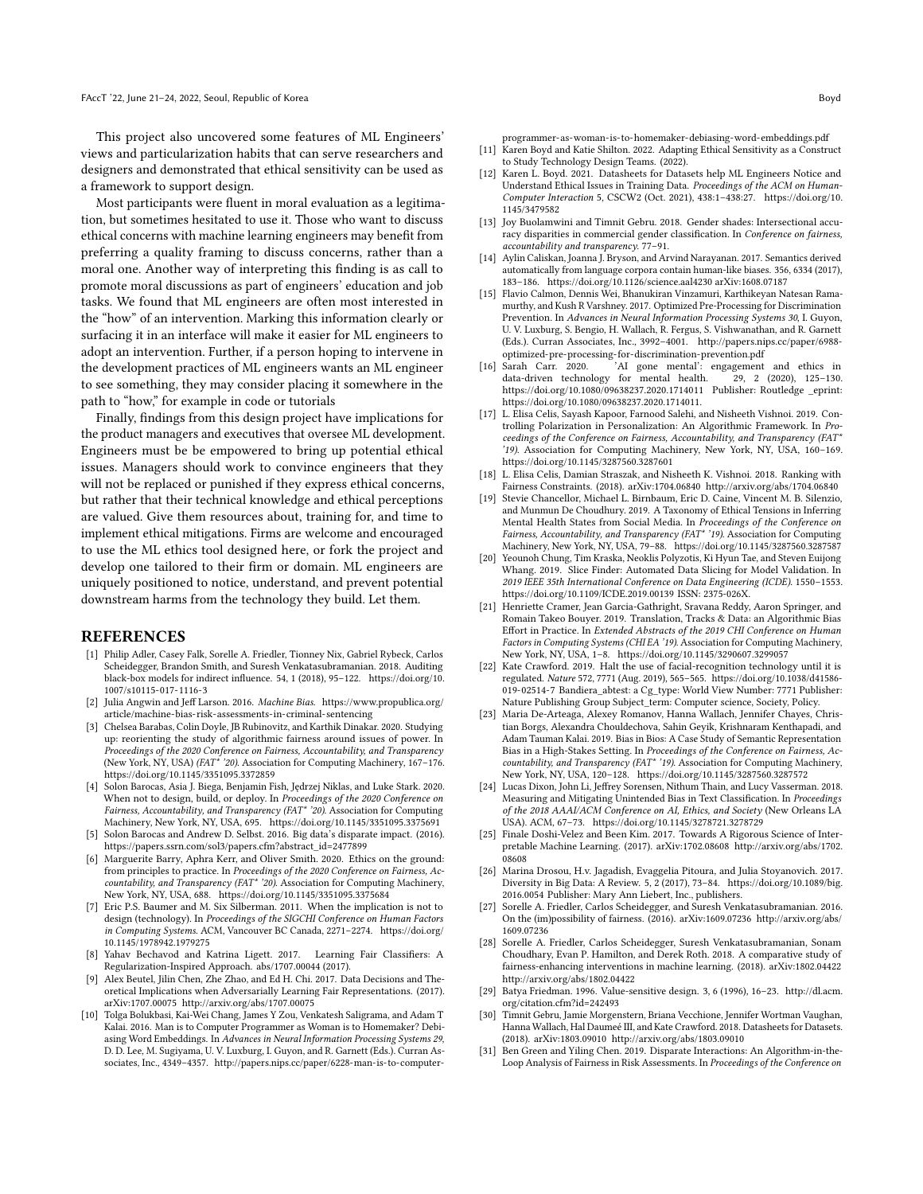This project also uncovered some features of ML Engineers' views and particularization habits that can serve researchers and designers and demonstrated that ethical sensitivity can be used as a framework to support design.

Most participants were fluent in moral evaluation as a legitimation, but sometimes hesitated to use it. Those who want to discuss ethical concerns with machine learning engineers may benefit from preferring a quality framing to discuss concerns, rather than a moral one. Another way of interpreting this finding is as call to promote moral discussions as part of engineers' education and job tasks. We found that ML engineers are often most interested in the "how" of an intervention. Marking this information clearly or surfacing it in an interface will make it easier for ML engineers to adopt an intervention. Further, if a person hoping to intervene in the development practices of ML engineers wants an ML engineer to see something, they may consider placing it somewhere in the path to "how," for example in code or tutorials

Finally, findings from this design project have implications for the product managers and executives that oversee ML development. Engineers must be be empowered to bring up potential ethical issues. Managers should work to convince engineers that they will not be replaced or punished if they express ethical concerns, but rather that their technical knowledge and ethical perceptions are valued. Give them resources about, training for, and time to implement ethical mitigations. Firms are welcome and encouraged to use the ML ethics tool designed here, or fork the project and develop one tailored to their firm or domain. ML engineers are uniquely positioned to notice, understand, and prevent potential downstream harms from the technology they build. Let them.

## REFERENCES

[1] Philip Adler, Casey Falk, Sorelle A. Friedler, Tionney Nix, Gabriel Rybeck, Carlos Scheidegger, Brandon Smith, and Suresh Venkatasubramanian. 2018. Auditing black-box models for indirect influence. 54, 1 (2018), 95–122. https://doi.org/10.1007/s10115-017-1116-3

[2] Julia Angwin and Jeff Larson. 2016. *Machine Bias.* https://www.propublica.org/article/machine-bias-risk-assessments-in-criminal-sentencing

[3] Chelsea Barabas, Colin Doyle, JB Rubinovitz, and Karthik Dinakar. 2020. Studying up: reorienting the study of algorithmic fairness around issues of power. In *Proceedings of the 2020 Conference on Fairness, Accountability, and Transparency* (New York, NY, USA) *(FAT\* '20)*. Association for Computing Machinery, 167–176. https://doi.org/10.1145/3351095.3372859

[4] Solon Barocas, Asia J. Biega, Benjamin Fish, Jędrzej Niklas, and Luke Stark. 2020. When not to design, build, or deploy. In *Proceedings of the 2020 Conference on Fairness, Accountability, and Transparency (FAT\* '20)*. Association for Computing Machinery, New York, NY, USA, 695. https://doi.org/10.1145/3351095.3375691

[5] Solon Barocas and Andrew D. Selbst. 2016. Big data's disparate impact. (2016). https://papers.ssrn.com/sol3/papers.cfm?abstract_id=2477899

[6] Marguerite Barry, Aphra Kerr, and Oliver Smith. 2020. Ethics on the ground: from principles to practice. In *Proceedings of the 2020 Conference on Fairness, Accountability, and Transparency (FAT\* '20)*. Association for Computing Machinery, New York, NY, USA, 688. https://doi.org/10.1145/3351095.3375684

[7] Eric P.S. Baumer and M. Six Silberman. 2011. When the implication is not to design (technology). In *Proceedings of the SIGCHI Conference on Human Factors in Computing Systems*. ACM, Vancouver BC Canada, 2271–2274. https://doi.org/10.1145/1978942.1979275

[8] Yahav Bechavod and Katrina Ligett. 2017. Learning Fair Classifiers: A Regularization-Inspired Approach. abs/1707.00044 (2017).

[9] Alex Beutel, Jilin Chen, Zhe Zhao, and Ed H. Chi. 2017. Data Decisions and Theoretical Implications when Adversarially Learning Fair Representations. (2017). arXiv:1707.00075 http://arxiv.org/abs/1707.00075

[10] Tolga Bolukbasi, Kai-Wei Chang, James Y Zou, Venkatesh Saligrama, and Adam T Kalai. 2016. Man is to Computer Programmer as Woman is to Homemaker? Debiasing Word Embeddings. In *Advances in Neural Information Processing Systems 29*, D. D. Lee, M. Sugiyama, U. V. Luxburg, I. Guyon, and R. Garnett (Eds.). Curran Associates, Inc., 4349–4357. http://papers.nips.cc/paper/6228-man-is-to-computer-programmer-as-woman-is-to-homemaker-debiasing-word-embeddings.pdf

[11] Karen Boyd and Katie Shilton. 2022. Adapting Ethical Sensitivity as a Construct to Study Technology Design Teams. (2022).

[12] Karen L. Boyd. 2021. Datasheets for Datasets help ML Engineers Notice and Understand Ethical Issues in Training Data. *Proceedings of the ACM on Human-Computer Interaction* 5, CSCW2 (Oct. 2021), 438:1–438:27. https://doi.org/10.1145/3479582

[13] Joy Buolamwini and Timnit Gebru. 2018. Gender shades: Intersectional accuracy disparities in commercial gender classification. In *Conference on fairness, accountability and transparency*. 77–91.

[14] Aylin Caliskan, Joanna J. Bryson, and Arvind Narayanan. 2017. Semantics derived automatically from language corpora contain human-like biases. 356, 6334 (2017), 183–186. https://doi.org/10.1126/science.aal4230 arXiv:1608.07187

[15] Flavio Calmon, Dennis Wei, Bhanukiran Vinzamuri, Karthikeyan Natesan Ramamurthy, and Kush R Varshney. 2017. Optimized Pre-Processing for Discrimination Prevention. In *Advances in Neural Information Processing Systems 30*, I. Guyon, U. V. Luxburg, S. Bengio, H. Wallach, R. Fergus, S. Vishwanathan, and R. Garnett (Eds.). Curran Associates, Inc., 3992–4001. http://papers.nips.cc/paper/6988-optimized-pre-processing-for-discrimination-prevention.pdf

[16] Sarah Carr. 2020. 'AI gone mental': engagement and ethics in data-driven technology for mental health. 29, 2 (2020), 125–130. https://doi.org/10.1080/09638237.2020.1714011 Publisher: Routledge _eprint: https://doi.org/10.1080/09638237.2020.1714011.

[17] L. Elisa Celis, Sayash Kapoor, Farnood Salehi, and Nisheeth Vishnoi. 2019. Controlling Polarization in Personalization: An Algorithmic Framework. In *Proceedings of the Conference on Fairness, Accountability, and Transparency (FAT\* '19)*. Association for Computing Machinery, New York, NY, USA, 160–169. https://doi.org/10.1145/3287560.3287601

[18] L. Elisa Celis, Damian Straszak, and Nisheeth K. Vishnoi. 2018. Ranking with Fairness Constraints. (2018). arXiv:1704.06840 http://arxiv.org/abs/1704.06840

[19] Stevie Chancellor, Michael L. Birnbaum, Eric D. Caine, Vincent M. B. Silenzio, and Munmun De Choudhury. 2019. A Taxonomy of Ethical Tensions in Inferring Mental Health States from Social Media. In *Proceedings of the Conference on Fairness, Accountability, and Transparency (FAT\* '19)*. Association for Computing Machinery, New York, NY, USA, 79–88. https://doi.org/10.1145/3287560.3287587

[20] Yeounoh Chung, Tim Kraska, Neoklis Polyzotis, Ki Hyun Tae, and Steven Euijong Whang. 2019. Slice Finder: Automated Data Slicing for Model Validation. In *2019 IEEE 35th International Conference on Data Engineering (ICDE)*. 1550–1553. https://doi.org/10.1109/ICDE.2019.00139 ISSN: 2375-026X.

[21] Henriette Cramer, Jean Garcia-Gathright, Sravana Reddy, Aaron Springer, and Romain Takeo Bouyer. 2019. Translation, Tracks & Data: an Algorithmic Bias Effort in Practice. In *Extended Abstracts of the 2019 CHI Conference on Human Factors in Computing Systems (CHI EA '19)*. Association for Computing Machinery, New York, NY, USA, 1–8. https://doi.org/10.1145/3290607.3299057

[22] Kate Crawford. 2019. Halt the use of facial-recognition technology until it is regulated. *Nature* 572, 7771 (Aug. 2019), 565–565. https://doi.org/10.1038/d41586-019-02514-7 Bandiera_abtest: a Cg_type: World View Number: 7771 Publisher: Nature Publishing Group Subject_term: Computer science, Society, Policy.

[23] Maria De-Arteaga, Alexey Romanov, Hanna Wallach, Jennifer Chayes, Christian Borgs, Alexandra Chouldechova, Sahin Geyik, Krishnaram Kenthapadi, and Adam Tauman Kalai. 2019. Bias in Bios: A Case Study of Semantic Representation Bias in a High-Stakes Setting. In *Proceedings of the Conference on Fairness, Accountability, and Transparency (FAT\* '19)*. Association for Computing Machinery, New York, NY, USA, 120–128. https://doi.org/10.1145/3287560.3287572

[24] Lucas Dixon, John Li, Jeffrey Sorensen, Nithum Thain, and Lucy Vasserman. 2018. Measuring and Mitigating Unintended Bias in Text Classification. In *Proceedings of the 2018 AAAI/ACM Conference on AI, Ethics, and Society* (New Orleans LA USA). ACM, 67–73. https://doi.org/10.1145/3278721.3278729

[25] Finale Doshi-Velez and Been Kim. 2017. Towards A Rigorous Science of Interpretable Machine Learning. (2017). arXiv:1702.08608 http://arxiv.org/abs/1702.08608

[26] Marina Drosou, H.v. Jagadish, Evaggelia Pitoura, and Julia Stoyanovich. 2017. Diversity in Big Data: A Review. 5, 2 (2017), 73–84. https://doi.org/10.1089/big.2016.0054 Publisher: Mary Ann Liebert, Inc., publishers.

[27] Sorelle A. Friedler, Carlos Scheidegger, and Suresh Venkatasubramanian. 2016. On the (im)possibility of fairness. (2016). arXiv:1609.07236 http://arxiv.org/abs/1609.07236

[28] Sorelle A. Friedler, Carlos Scheidegger, Suresh Venkatasubramanian, Sonam Choudhary, Evan P. Hamilton, and Derek Roth. 2018. A comparative study of fairness-enhancing interventions in machine learning. (2018). arXiv:1802.04422 http://arxiv.org/abs/1802.04422

[29] Batya Friedman. 1996. Value-sensitive design. 3, 6 (1996), 16–23. http://dl.acm.org/citation.cfm?id=242493

[30] Timnit Gebru, Jamie Morgenstern, Briana Vecchione, Jennifer Wortman Vaughan, Hanna Wallach, Hal Daumeé III, and Kate Crawford. 2018. Datasheets for Datasets. (2018). arXiv:1803.09010 http://arxiv.org/abs/1803.09010

[31] Ben Green and Yiling Chen. 2019. Disparate Interactions: An Algorithm-in-the-Loop Analysis of Fairness in Risk Assessments. In *Proceedings of the Conference on*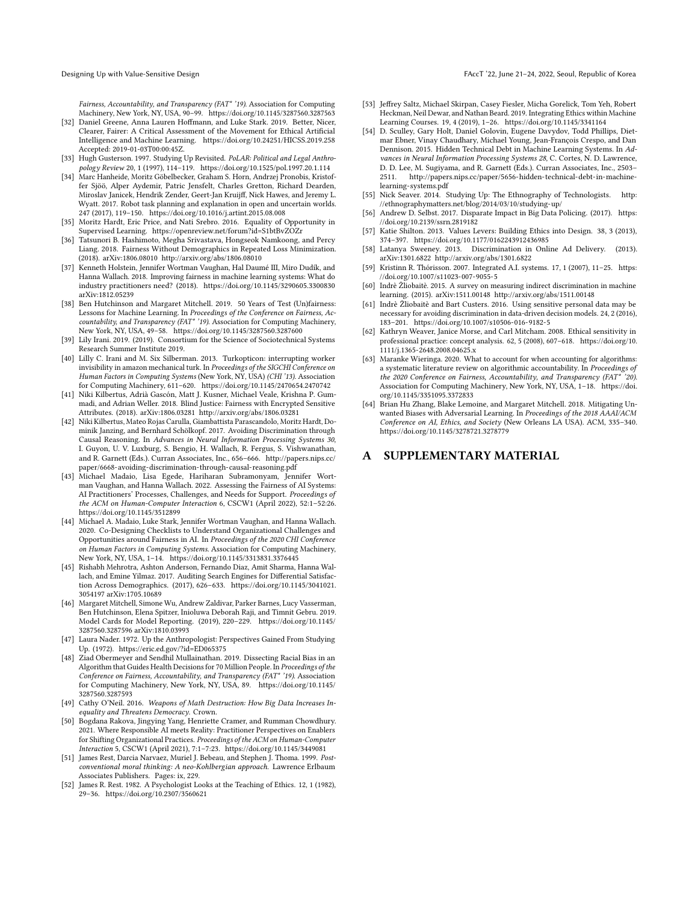Fairness, Accountability, and Transparency (FAT* '19)*. Association for Computing Machinery, New York, NY, USA, 90–99. https://doi.org/10.1145/3287560.3287563

[32] Daniel Greene, Anna Lauren Hoffmann, and Luke Stark. 2019. Better, Nicer, Clearer, Fairer: A Critical Assessment of the Movement for Ethical Artificial Intelligence and Machine Learning. https://doi.org/10.24251/HICSS.2019.258 Accepted: 2019-01-03T00:00:45Z.

[33] Hugh Gusterson. 1997. Studying Up Revisited. *PoLAR: Political and Legal Anthropology Review* 20, 1 (1997), 114–119. https://doi.org/10.1525/pol.1997.20.1.114

[34] Marc Hanheide, Moritz Göbelbecker, Graham S. Horn, Andrzej Pronobis, Kristoffer Sjöö, Alper Aydemir, Patric Jensfelt, Charles Gretton, Richard Dearden, Miroslav Janicek, Hendrik Zender, Geert-Jan Kruijff, Nick Hawes, and Jeremy L. Wyatt. 2017. Robot task planning and explanation in open and uncertain worlds. 247 (2017), 119–150. https://doi.org/10.1016/j.artint.2015.08.008

[35] Moritz Hardt, Eric Price, and Nati Srebro. 2016. Equality of Opportunity in Supervised Learning. https://openreview.net/forum?id=S1btBvZOZr

[36] Tatsunori B. Hashimoto, Megha Srivastava, Hongseok Namkoong, and Percy Liang. 2018. Fairness Without Demographics in Repeated Loss Minimization. (2018). arXiv:1806.08010 http://arxiv.org/abs/1806.08010

[37] Kenneth Holstein, Jennifer Wortman Vaughan, Hal Daumé III, Miro Dudík, and Hanna Wallach. 2018. Improving fairness in machine learning systems: What do industry practitioners need? (2018). https://doi.org/10.1145/3290605.3300830 arXiv:1812.05239

[38] Ben Hutchinson and Margaret Mitchell. 2019. 50 Years of Test (Un)fairness: Lessons for Machine Learning. In *Proceedings of the Conference on Fairness, Accountability, and Transparency (FAT* '19)*. Association for Computing Machinery, New York, NY, USA, 49–58. https://doi.org/10.1145/3287560.3287600

[39] Lily Irani. 2019. (2019). Consortium for the Science of Sociotechnical Systems Research Summer Institute 2019.

[40] Lilly C. Irani and M. Six Silberman. 2013. Turkopticon: interrupting worker invisibility in amazon mechanical turk. In *Proceedings of the SIGCHI Conference on Human Factors in Computing Systems* (New York, NY, USA) *(CHI '13)*. Association for Computing Machinery, 611–620. https://doi.org/10.1145/2470654.2470742

[41] Niki Kilbertus, Adrià Gascón, Matt J. Kusner, Michael Veale, Krishna P. Gummadi, and Adrian Weller. 2018. Blind Justice: Fairness with Encrypted Sensitive Attributes. (2018). arXiv:1806.03281 http://arxiv.org/abs/1806.03281

[42] Niki Kilbertus, Mateo Rojas Carulla, Giambattista Parascandolo, Moritz Hardt, Dominik Janzing, and Bernhard Schölkopf. 2017. Avoiding Discrimination through Causal Reasoning. In *Advances in Neural Information Processing Systems 30*, I. Guyon, U. V. Luxburg, S. Bengio, H. Wallach, R. Fergus, S. Vishwanathan, and R. Garnett (Eds.). Curran Associates, Inc., 656–666. http://papers.nips.cc/paper/6668-avoiding-discrimination-through-causal-reasoning.pdf

[43] Michael Madaio, Lisa Egede, Hariharan Subramonyam, Jennifer Wortman Vaughan, and Hanna Wallach. 2022. Assessing the Fairness of AI Systems: AI Practitioners' Processes, Challenges, and Needs for Support. *Proceedings of the ACM on Human-Computer Interaction* 6, CSCW1 (April 2022), 52:1–52:26. https://doi.org/10.1145/3512899

[44] Michael A. Madaio, Luke Stark, Jennifer Wortman Vaughan, and Hanna Wallach. 2020. Co-Designing Checklists to Understand Organizational Challenges and Opportunities around Fairness in AI. In *Proceedings of the 2020 CHI Conference on Human Factors in Computing Systems*. Association for Computing Machinery, New York, NY, USA, 1–14. https://doi.org/10.1145/3313831.3376445

[45] Rishabh Mehrotra, Ashton Anderson, Fernando Diaz, Amit Sharma, Hanna Wallach, and Emine Yilmaz. 2017. Auditing Search Engines for Differential Satisfaction Across Demographics. (2017), 626–633. https://doi.org/10.1145/3041021.3054197 arXiv:1705.10689

[46] Margaret Mitchell, Simone Wu, Andrew Zaldivar, Parker Barnes, Lucy Vasserman, Ben Hutchinson, Elena Spitzer, Inioluwa Deborah Raji, and Timnit Gebru. 2019. Model Cards for Model Reporting. (2019), 220–229. https://doi.org/10.1145/3287560.3287596 arXiv:1810.03993

[47] Laura Nader. 1972. Up the Anthropologist: Perspectives Gained From Studying Up. (1972). https://eric.ed.gov/?id=ED065375

[48] Ziad Obermeyer and Sendhil Mullainathan. 2019. Dissecting Racial Bias in an Algorithm that Guides Health Decisions for 70 Million People. In *Proceedings of the Conference on Fairness, Accountability, and Transparency (FAT* '19)*. Association for Computing Machinery, New York, NY, USA, 89. https://doi.org/10.1145/3287560.3287593

[49] Cathy O'Neil. 2016. *Weapons of Math Destruction: How Big Data Increases Inequality and Threatens Democracy.* Crown.

[50] Bogdana Rakova, Jingying Yang, Henriette Cramer, and Rumman Chowdhury. 2021. Where Responsible AI meets Reality: Practitioner Perspectives on Enablers for Shifting Organizational Practices. *Proceedings of the ACM on Human-Computer Interaction* 5, CSCW1 (April 2021), 7:1–7:23. https://doi.org/10.1145/3449081

[51] James Rest, Darcia Narvaez, Muriel J. Bebeau, and Stephen J. Thoma. 1999. *Postconventional moral thinking: A neo-Kohlbergian approach.* Lawrence Erlbaum Associates Publishers. Pages: ix, 229.

[52] James R. Rest. 1982. A Psychologist Looks at the Teaching of Ethics. 12, 1 (1982), 29–36. https://doi.org/10.2307/3560621

[53] Jeffrey Saltz, Michael Skirpan, Casey Fiesler, Micha Gorelick, Tom Yeh, Robert Heckman, Neil Dewar, and Nathan Beard. 2019. Integrating Ethics within Machine Learning Courses. 19, 4 (2019), 1–26. https://doi.org/10.1145/3341164

[54] D. Sculley, Gary Holt, Daniel Golovin, Eugene Davydov, Todd Phillips, Dietmar Ebner, Vinay Chaudhary, Michael Young, Jean-François Crespo, and Dan Dennison. 2015. Hidden Technical Debt in Machine Learning Systems. In *Advances in Neural Information Processing Systems 28*, C. Cortes, N. D. Lawrence, D. D. Lee, M. Sugiyama, and R. Garnett (Eds.). Curran Associates, Inc., 2503–2511. http://papers.nips.cc/paper/5656-hidden-technical-debt-in-machine-learning-systems.pdf

[55] Nick Seaver. 2014. Studying Up: The Ethnography of Technologists. http://ethnographymatters.net/blog/2014/03/10/studying-up/

[56] Andrew D. Selbst. 2017. Disparate Impact in Big Data Policing. (2017). https://doi.org/10.2139/ssrn.2819182

[57] Katie Shilton. 2013. Values Levers: Building Ethics into Design. 38, 3 (2013), 374–397. https://doi.org/10.1177/0162243912436985

[58] Latanya Sweeney. 2013. Discrimination in Online Ad Delivery. (2013). arXiv:1301.6822 http://arxiv.org/abs/1301.6822

[59] Kristinn R. Thórisson. 2007. Integrated A.I. systems. 17, 1 (2007), 11–25. https://doi.org/10.1007/s11023-007-9055-5

[60] Indrė Žliobaitė. 2015. A survey on measuring indirect discrimination in machine learning. (2015). arXiv:1511.00148 http://arxiv.org/abs/1511.00148

[61] Indrė Žliobaitė and Bart Custers. 2016. Using sensitive personal data may be necessary for avoiding discrimination in data-driven decision models. 24, 2 (2016), 183–201. https://doi.org/10.1007/s10506-016-9182-5

[62] Kathryn Weaver, Janice Morse, and Carl Mitcham. 2008. Ethical sensitivity in professional practice: concept analysis. 62, 5 (2008), 607–618. https://doi.org/10.1111/j.1365-2648.2008.04625.x

[63] Maranke Wieringa. 2020. What to account for when accounting for algorithms: a systematic literature review on algorithmic accountability. In *Proceedings of the 2020 Conference on Fairness, Accountability, and Transparency (FAT* '20)*. Association for Computing Machinery, New York, NY, USA, 1–18. https://doi.org/10.1145/3351095.3372833

[64] Brian Hu Zhang, Blake Lemoine, and Margaret Mitchell. 2018. Mitigating Unwanted Biases with Adversarial Learning. In *Proceedings of the 2018 AAAI/ACM Conference on AI, Ethics, and Society* (New Orleans LA USA). ACM, 335–340. https://doi.org/10.1145/3278721.3278779

# A SUPPLEMENTARY MATERIAL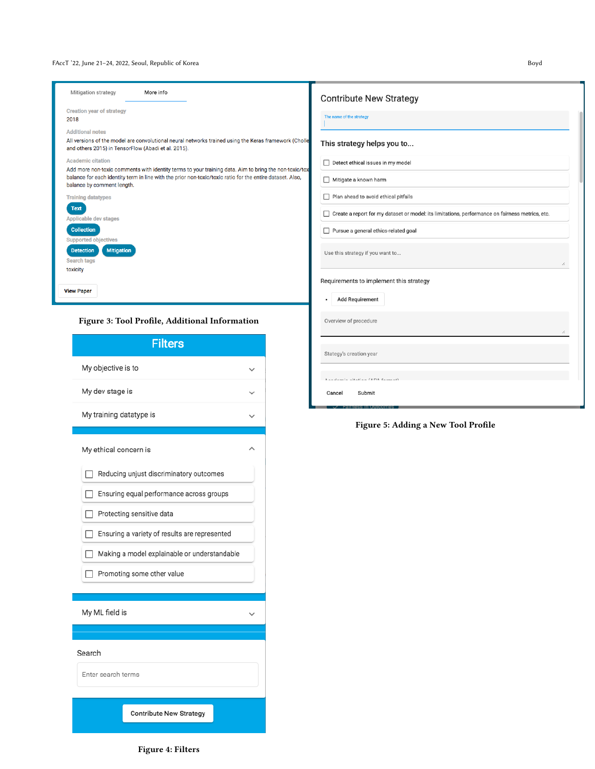Mitigation strategy | More info

Creation year of strategy
2018

Additional notes
All versions of the model are convolutional neural networks trained using the Keras framework (Cholle and others 2015) in TensorFlow (Abadi et al. 2015).

Academic citation
Add more non-toxic comments with identity terms to your training data. Aim to bring the non-toxic/tox balance for each identity term in line with the prior non-toxic/toxic ratio for the entire dataset. Also, balance by comment length.

Training datatypes
Text

Applicable dev stages
Collection

Supported objectives
Detection Mitigation

Search tags
toxicity

View Paper

**Figure 3: Tool Profile, Additional Information**

Filters

My objective is to

My dev stage is

My training datatype is

My ethical concern is

- Reducing unjust discriminatory outcomes
- Ensuring equal performance across groups
- Protecting sensitive data
- Ensuring a variety of results are represented
- Making a model explainable or understandable
- Promoting some other value

My ML field is

Search

Enter search terms

Contribute New Strategy

**Figure 4: Filters**

Contribute New Strategy

The name of the strategy

This strategy helps you to...

- Detect ethical issues in my model
- Mitigate a known harm
- Plan ahead to avoid ethical pitfalls
- Create a report for my dataset or model: its limitations, performance on fairness metrics, etc.
- Pursue a general ethics-related goal

Use this strategy if you want to...

Requirements to implement this strategy

- Add Requirement

Overview of procedure

Stategy's creation year

Cancel Submit

**Figure 5: Adding a New Tool Profile**